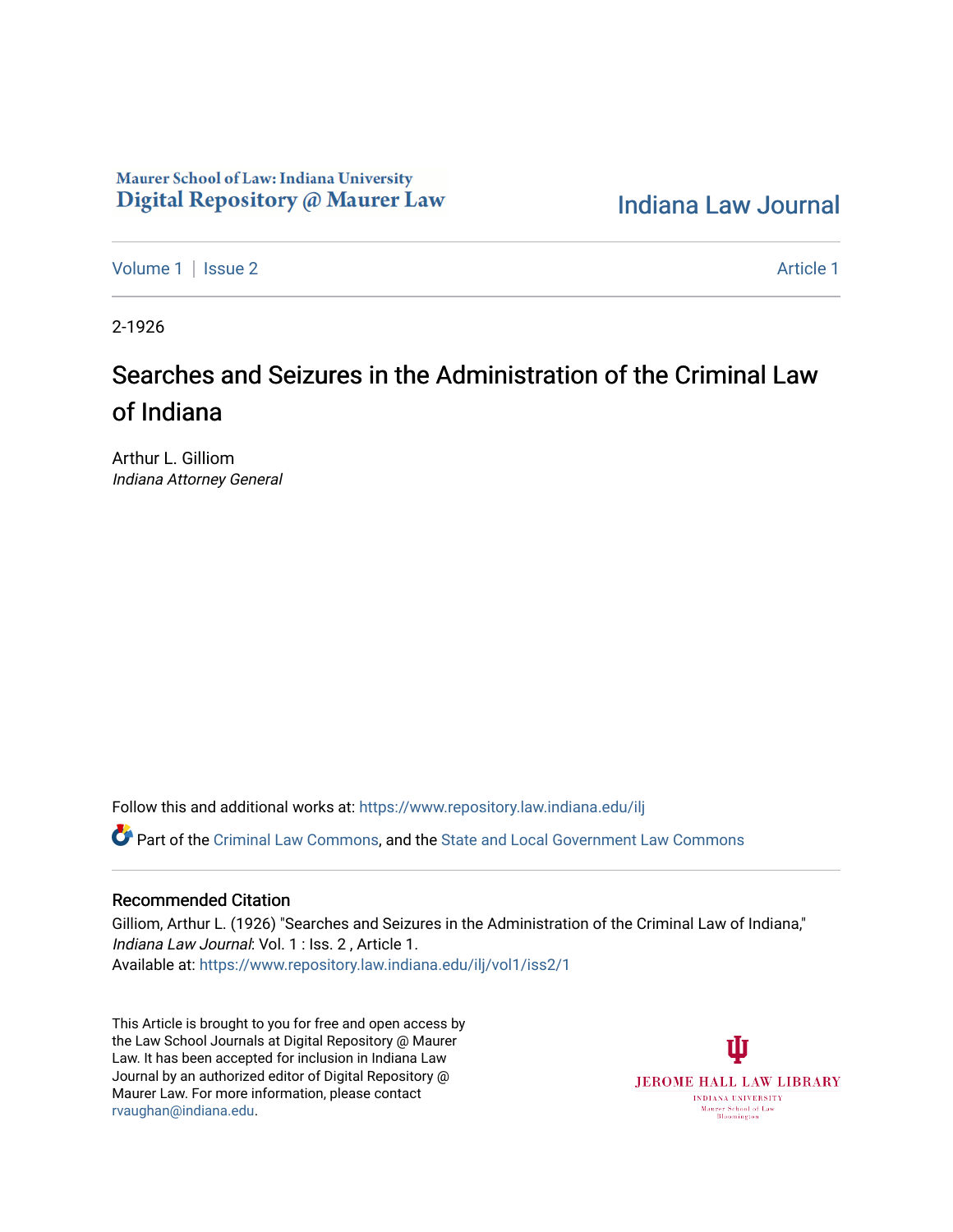Maurer School of Law: Indiana University
Digital Repository @ Maurer Law

Indiana Law Journal

Volume 1 | Issue 2

Article 1

2-1926

# Searches and Seizures in the Administration of the Criminal Law of Indiana

Arthur L. Gilliom
*Indiana Attorney General*

Follow this and additional works at: https://www.repository.law.indiana.edu/ilj

Part of the Criminal Law Commons, and the State and Local Government Law Commons

## Recommended Citation

Gilliom, Arthur L. (1926) "Searches and Seizures in the Administration of the Criminal Law of Indiana," *Indiana Law Journal*: Vol. 1 : Iss. 2 , Article 1.
Available at: https://www.repository.law.indiana.edu/ilj/vol1/iss2/1

This Article is brought to you for free and open access by the Law School Journals at Digital Repository @ Maurer Law. It has been accepted for inclusion in Indiana Law Journal by an authorized editor of Digital Repository @ Maurer Law. For more information, please contact rvaughan@indiana.edu.

JEROME HALL LAW LIBRARY
INDIANA UNIVERSITY
Maurer School of Law
Bloomington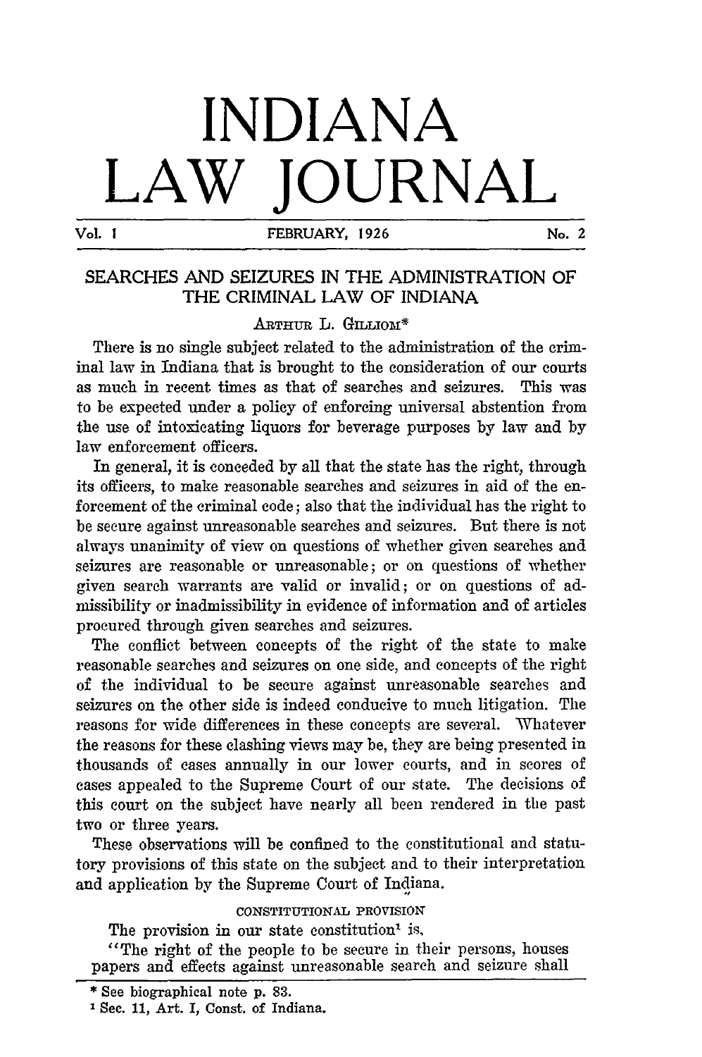# INDIANA LAW JOURNAL

Vol. I FEBRUARY, 1926 No. 2

## SEARCHES AND SEIZURES IN THE ADMINISTRATION OF THE CRIMINAL LAW OF INDIANA

ARTHUR L. GILLIOM*

There is no single subject related to the administration of the criminal law in Indiana that is brought to the consideration of our courts as much in recent times as that of searches and seizures. This was to be expected under a policy of enforcing universal abstention from the use of intoxicating liquors for beverage purposes by law and by law enforcement officers.

In general, it is conceded by all that the state has the right, through its officers, to make reasonable searches and seizures in aid of the enforcement of the criminal code; also that the individual has the right to be secure against unreasonable searches and seizures. But there is not always unanimity of view on questions of whether given searches and seizures are reasonable or unreasonable; or on questions of whether given search warrants are valid or invalid; or on questions of admissibility or inadmissibility in evidence of information and of articles procured through given searches and seizures.

The conflict between concepts of the right of the state to make reasonable searches and seizures on one side, and concepts of the right of the individual to be secure against unreasonable searches and seizures on the other side is indeed conducive to much litigation. The reasons for wide differences in these concepts are several. Whatever the reasons for these clashing views may be, they are being presented in thousands of cases annually in our lower courts, and in scores of cases appealed to the Supreme Court of our state. The decisions of this court on the subject have nearly all been rendered in the past two or three years.

These observations will be confined to the constitutional and statutory provisions of this state on the subject and to their interpretation and application by the Supreme Court of Indiana.

### CONSTITUTIONAL PROVISION

The provision in our state constitution[1] is,

"The right of the people to be secure in their persons, houses papers and effects against unreasonable search and seizure shall

* See biographical note p. 83.

[1] Sec. 11, Art. I, Const. of Indiana.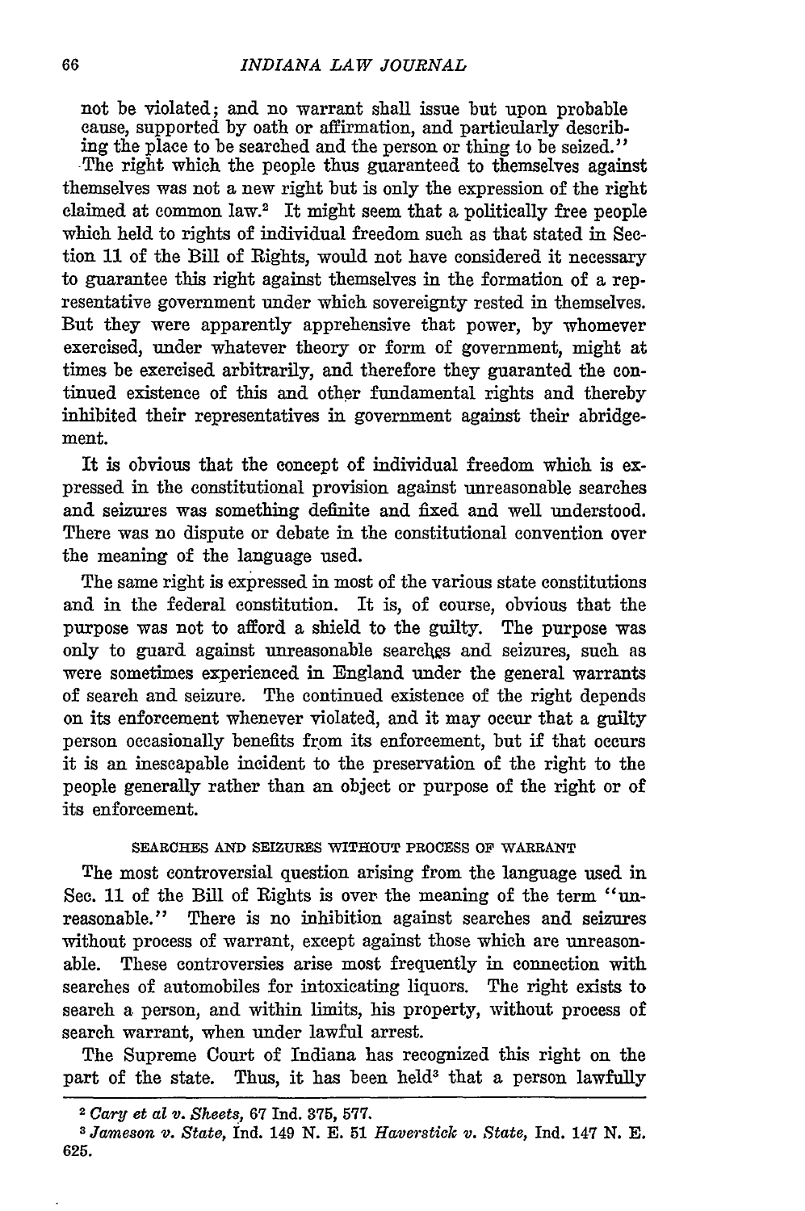not be violated; and no warrant shall issue but upon probable cause, supported by oath or affirmation, and particularly describing the place to be searched and the person or thing to be seized."

The right which the people thus guaranteed to themselves against themselves was not a new right but is only the expression of the right claimed at common law.[2] It might seem that a politically free people which held to rights of individual freedom such as that stated in Section 11 of the Bill of Rights, would not have considered it necessary to guarantee this right against themselves in the formation of a representative government under which sovereignty rested in themselves. But they were apparently apprehensive that power, by whomever exercised, under whatever theory or form of government, might at times be exercised arbitrarily, and therefore they guaranted the continued existence of this and other fundamental rights and thereby inhibited their representatives in government against their abridgement.

It is obvious that the concept of individual freedom which is expressed in the constitutional provision against unreasonable searches and seizures was something definite and fixed and well understood. There was no dispute or debate in the constitutional convention over the meaning of the language used.

The same right is expressed in most of the various state constitutions and in the federal constitution. It is, of course, obvious that the purpose was not to afford a shield to the guilty. The purpose was only to guard against unreasonable searches and seizures, such as were sometimes experienced in England under the general warrants of search and seizure. The continued existence of the right depends on its enforcement whenever violated, and it may occur that a guilty person occasionally benefits from its enforcement, but if that occurs it is an inescapable incident to the preservation of the right to the people generally rather than an object or purpose of the right or of its enforcement.

### SEARCHES AND SEIZURES WITHOUT PROCESS OF WARRANT

The most controversial question arising from the language used in Sec. 11 of the Bill of Rights is over the meaning of the term "unreasonable." There is no inhibition against searches and seizures without process of warrant, except against those which are unreasonable. These controversies arise most frequently in connection with searches of automobiles for intoxicating liquors. The right exists to search a person, and within limits, his property, without process of search warrant, when under lawful arrest.

The Supreme Court of Indiana has recognized this right on the part of the state. Thus, it has been held[3] that a person lawfully

---

[2] *Cary et al v. Sheets*, 67 Ind. 375, 577.

[3] *Jameson v. State*, Ind. 149 N. E. 51 *Haverstick v. State*, Ind. 147 N. E. 625.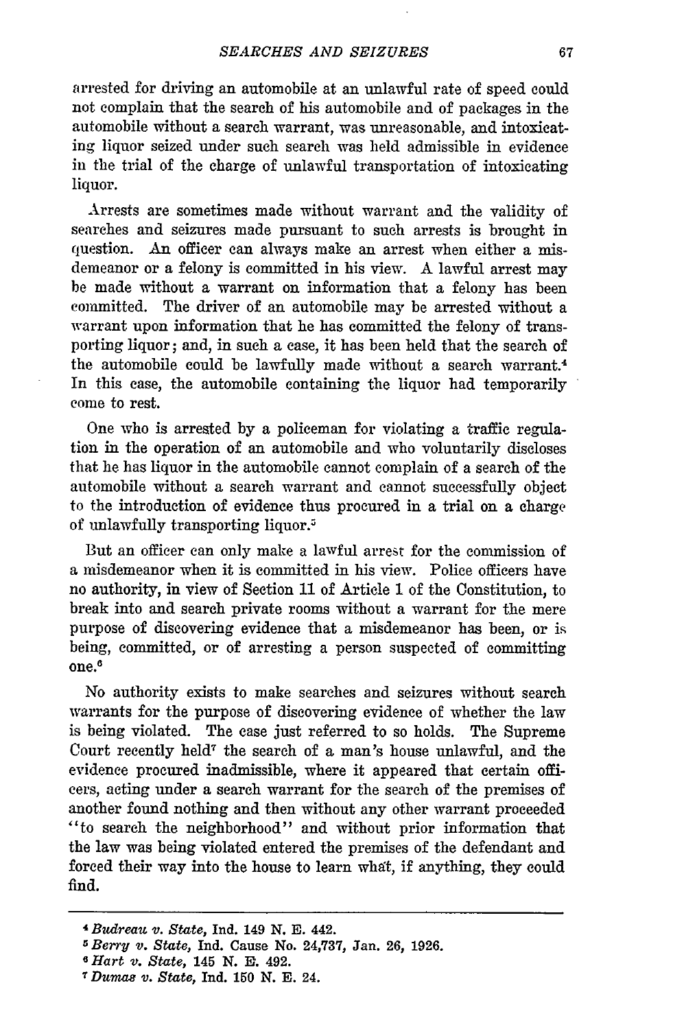arrested for driving an automobile at an unlawful rate of speed could not complain that the search of his automobile and of packages in the automobile without a search warrant, was unreasonable, and intoxicating liquor seized under such search was held admissible in evidence in the trial of the charge of unlawful transportation of intoxicating liquor.

Arrests are sometimes made without warrant and the validity of searches and seizures made pursuant to such arrests is brought in question. An officer can always make an arrest when either a misdemeanor or a felony is committed in his view. A lawful arrest may be made without a warrant on information that a felony has been committed. The driver of an automobile may be arrested without a warrant upon information that he has committed the felony of transporting liquor; and, in such a case, it has been held that the search of the automobile could be lawfully made without a search warrant.[4] In this case, the automobile containing the liquor had temporarily come to rest.

One who is arrested by a policeman for violating a traffic regulation in the operation of an automobile and who voluntarily discloses that he has liquor in the automobile cannot complain of a search of the automobile without a search warrant and cannot successfully object to the introduction of evidence thus procured in a trial on a charge of unlawfully transporting liquor.[5]

But an officer can only make a lawful arrest for the commission of a misdemeanor when it is committed in his view. Police officers have no authority, in view of Section 11 of Article 1 of the Constitution, to break into and search private rooms without a warrant for the mere purpose of discovering evidence that a misdemeanor has been, or is being, committed, or of arresting a person suspected of committing one.[6]

No authority exists to make searches and seizures without search warrants for the purpose of discovering evidence of whether the law is being violated. The case just referred to so holds. The Supreme Court recently held[7] the search of a man's house unlawful, and the evidence procured inadmissible, where it appeared that certain officers, acting under a search warrant for the search of the premises of another found nothing and then without any other warrant proceeded "to search the neighborhood" and without prior information that the law was being violated entered the premises of the defendant and forced their way into the house to learn what, if anything, they could find.

---

[4] *Budreau v. State,* Ind. 149 N. E. 442.

[5] *Berry v. State,* Ind. Cause No. 24,737, Jan. 26, 1926.

[6] *Hart v. State,* 145 N. E. 492.

[7] *Dumas v. State,* Ind. 150 N. E. 24.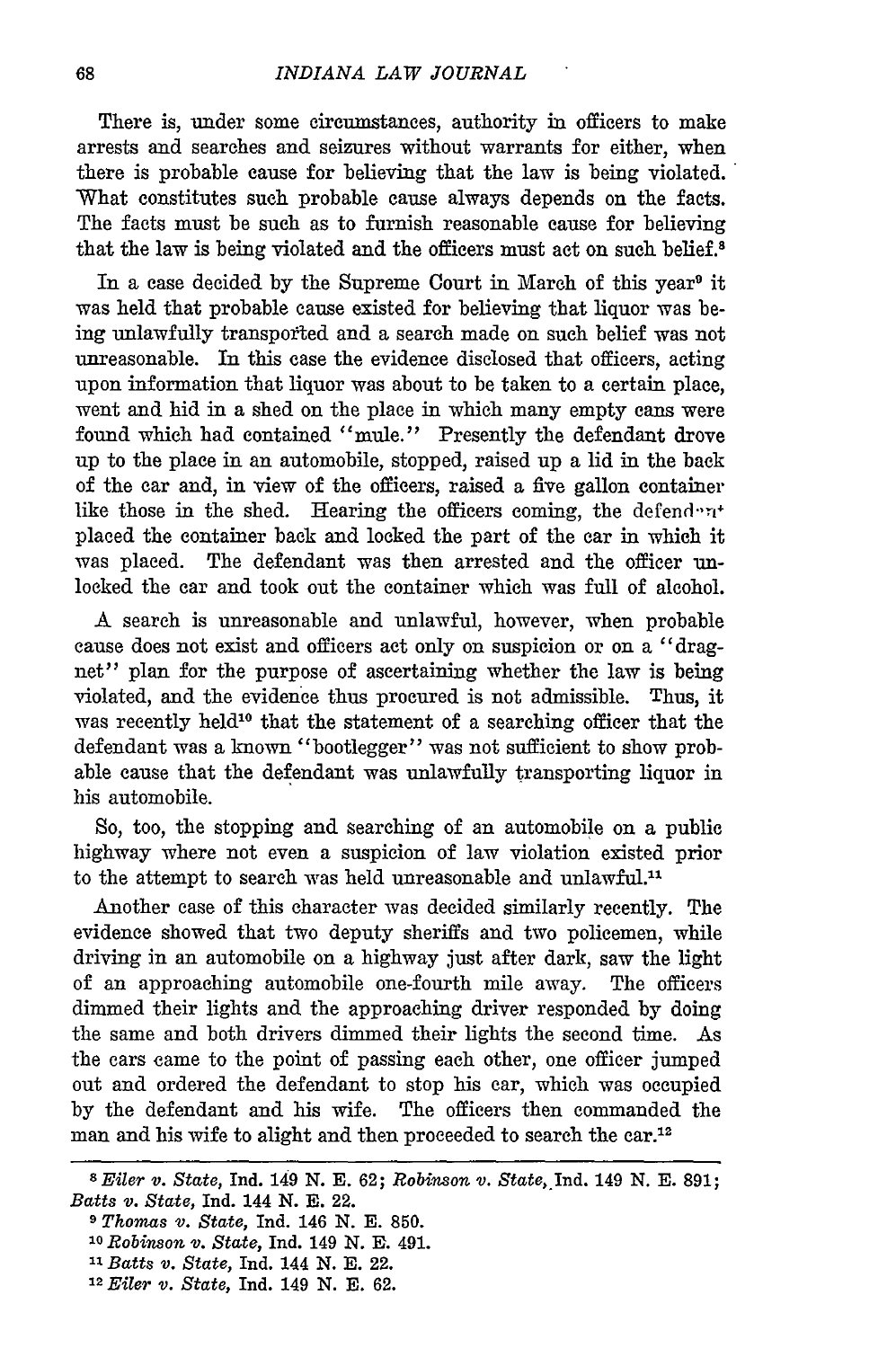There is, under some circumstances, authority in officers to make arrests and searches and seizures without warrants for either, when there is probable cause for believing that the law is being violated. What constitutes such probable cause always depends on the facts. The facts must be such as to furnish reasonable cause for believing that the law is being violated and the officers must act on such belief.[8]

In a case decided by the Supreme Court in March of this year[9] it was held that probable cause existed for believing that liquor was being unlawfully transported and a search made on such belief was not unreasonable. In this case the evidence disclosed that officers, acting upon information that liquor was about to be taken to a certain place, went and hid in a shed on the place in which many empty cans were found which had contained "mule." Presently the defendant drove up to the place in an automobile, stopped, raised up a lid in the back of the car and, in view of the officers, raised a five gallon container like those in the shed. Hearing the officers coming, the defendant placed the container back and locked the part of the car in which it was placed. The defendant was then arrested and the officer unlocked the car and took out the container which was full of alcohol.

A search is unreasonable and unlawful, however, when probable cause does not exist and officers act only on suspicion or on a "dragnet" plan for the purpose of ascertaining whether the law is being violated, and the evidence thus procured is not admissible. Thus, it was recently held[10] that the statement of a searching officer that the defendant was a known "bootlegger" was not sufficient to show probable cause that the defendant was unlawfully transporting liquor in his automobile.

So, too, the stopping and searching of an automobile on a public highway where not even a suspicion of law violation existed prior to the attempt to search was held unreasonable and unlawful.[11]

Another case of this character was decided similarly recently. The evidence showed that two deputy sheriffs and two policemen, while driving in an automobile on a highway just after dark, saw the light of an approaching automobile one-fourth mile away. The officers dimmed their lights and the approaching driver responded by doing the same and both drivers dimmed their lights the second time. As the cars came to the point of passing each other, one officer jumped out and ordered the defendant to stop his car, which was occupied by the defendant and his wife. The officers then commanded the man and his wife to alight and then proceeded to search the car.[12]

---

[8] *Eiler v. State*, Ind. 149 N. E. 62; *Robinson v. State*, Ind. 149 N. E. 891; *Batts v. State*, Ind. 144 N. E. 22.

[9] *Thomas v. State*, Ind. 146 N. E. 850.

[10] *Robinson v. State*, Ind. 149 N. E. 491.

[11] *Batts v. State*, Ind. 144 N. E. 22.

[12] *Eiler v. State*, Ind. 149 N. E. 62.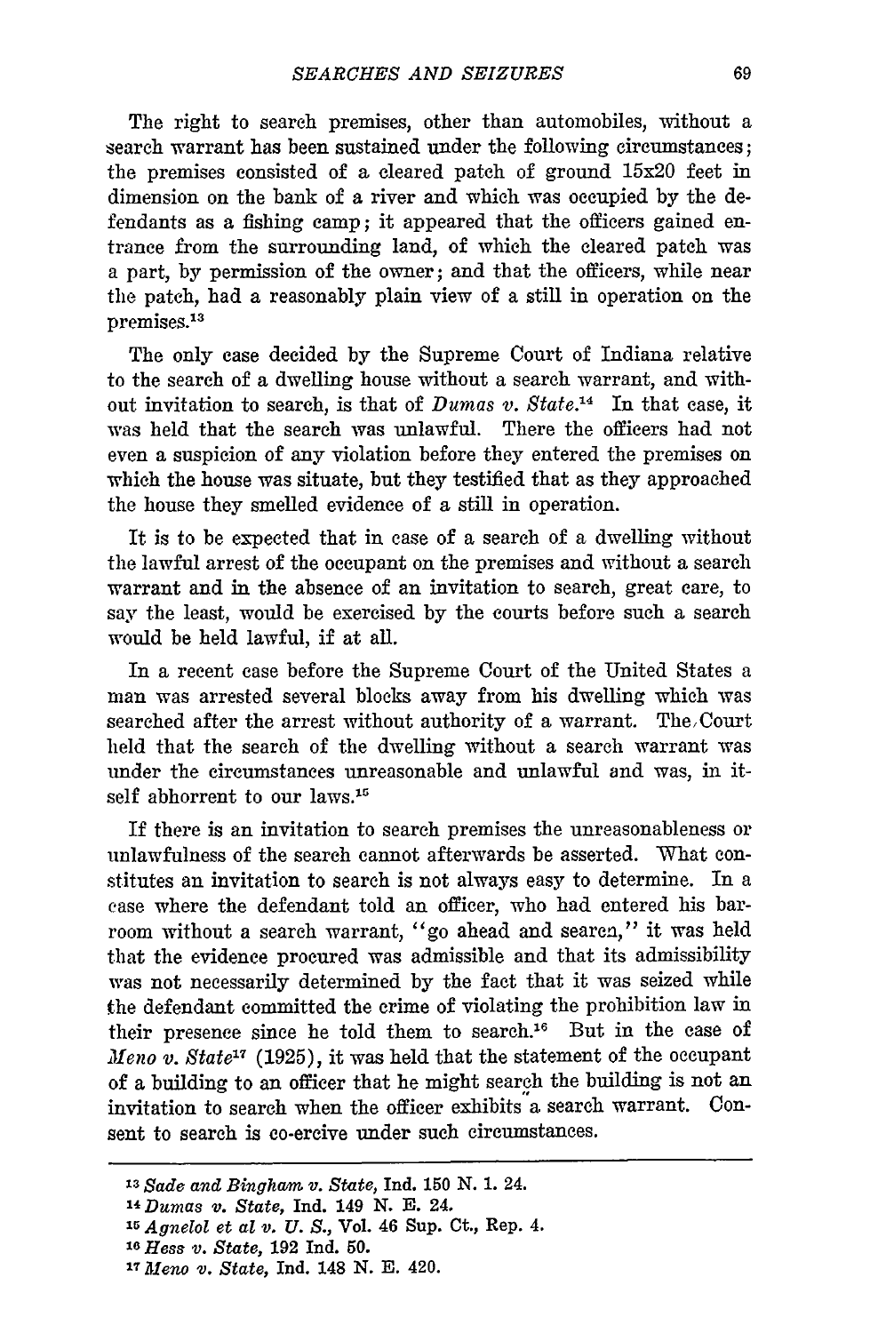The right to search premises, other than automobiles, without a search warrant has been sustained under the following circumstances; the premises consisted of a cleared patch of ground 15x20 feet in dimension on the bank of a river and which was occupied by the defendants as a fishing camp; it appeared that the officers gained entrance from the surrounding land, of which the cleared patch was a part, by permission of the owner; and that the officers, while near the patch, had a reasonably plain view of a still in operation on the premises.[13]

The only case decided by the Supreme Court of Indiana relative to the search of a dwelling house without a search warrant, and without invitation to search, is that of *Dumas v. State*.[14] In that case, it was held that the search was unlawful. There the officers had not even a suspicion of any violation before they entered the premises on which the house was situate, but they testified that as they approached the house they smelled evidence of a still in operation.

It is to be expected that in case of a search of a dwelling without the lawful arrest of the occupant on the premises and without a search warrant and in the absence of an invitation to search, great care, to say the least, would be exercised by the courts before such a search would be held lawful, if at all.

In a recent case before the Supreme Court of the United States a man was arrested several blocks away from his dwelling which was searched after the arrest without authority of a warrant. The Court held that the search of the dwelling without a search warrant was under the circumstances unreasonable and unlawful and was, in itself abhorrent to our laws.[15]

If there is an invitation to search premises the unreasonableness or unlawfulness of the search cannot afterwards be asserted. What constitutes an invitation to search is not always easy to determine. In a case where the defendant told an officer, who had entered his barroom without a search warrant, "go ahead and search," it was held that the evidence procured was admissible and that its admissibility was not necessarily determined by the fact that it was seized while the defendant committed the crime of violating the prohibition law in their presence since he told them to search.[16] But in the case of *Meno v. State*[17] (1925), it was held that the statement of the occupant of a building to an officer that he might search the building is not an invitation to search when the officer exhibits a search warrant. Consent to search is co-ercive under such circumstances.

---

[13] *Sade and Bingham v. State*, Ind. 150 N. 1. 24.

[14] *Dumas v. State*, Ind. 149 N. E. 24.

[15] *Agnelol et al v. U. S.*, Vol. 46 Sup. Ct., Rep. 4.

[16] *Hess v. State*, 192 Ind. 50.

[17] *Meno v. State*, Ind. 148 N. E. 420.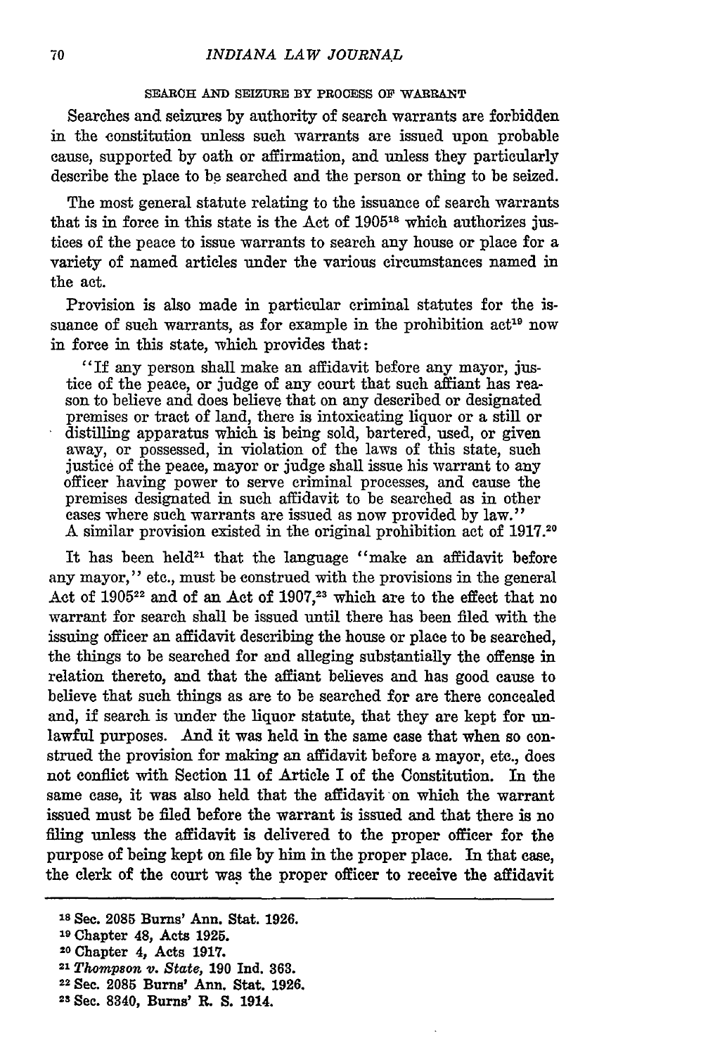#### SEARCH AND SEIZURE BY PROCESS OF WARRANT

Searches and seizures by authority of search warrants are forbidden in the constitution unless such warrants are issued upon probable cause, supported by oath or affirmation, and unless they particularly describe the place to be searched and the person or thing to be seized.

The most general statute relating to the issuance of search warrants that is in force in this state is the Act of 1905[18] which authorizes justices of the peace to issue warrants to search any house or place for a variety of named articles under the various circumstances named in the act.

Provision is also made in particular criminal statutes for the issuance of such warrants, as for example in the prohibition act[19] now in force in this state, which provides that:

> "If any person shall make an affidavit before any mayor, justice of the peace, or judge of any court that such affiant has reason to believe and does believe that on any described or designated premises or tract of land, there is intoxicating liquor or a still or distilling apparatus which is being sold, bartered, used, or given away, or possessed, in violation of the laws of this state, such justice of the peace, mayor or judge shall issue his warrant to any officer having power to serve criminal processes, and cause the premises designated in such affidavit to be searched as in other cases where such warrants are issued as now provided by law."

A similar provision existed in the original prohibition act of 1917.[20]

It has been held[21] that the language "make an affidavit before any mayor," etc., must be construed with the provisions in the general Act of 1905[22] and of an Act of 1907,[23] which are to the effect that no warrant for search shall be issued until there has been filed with the issuing officer an affidavit describing the house or place to be searched, the things to be searched for and alleging substantially the offense in relation thereto, and that the affiant believes and has good cause to believe that such things as are to be searched for are there concealed and, if search is under the liquor statute, that they are kept for unlawful purposes. And it was held in the same case that when so construed the provision for making an affidavit before a mayor, etc., does not conflict with Section 11 of Article I of the Constitution. In the same case, it was also held that the affidavit on which the warrant issued must be filed before the warrant is issued and that there is no filing unless the affidavit is delivered to the proper officer for the purpose of being kept on file by him in the proper place. In that case, the clerk of the court was the proper officer to receive the affidavit

---

[18] Sec. 2085 Burns' Ann. Stat. 1926.

[19] Chapter 48, Acts 1925.

[20] Chapter 4, Acts 1917.

[21] *Thompson v. State*, 190 Ind. 363.

[22] Sec. 2085 Burns' Ann. Stat. 1926.

[23] Sec. 8340, Burns' R. S. 1914.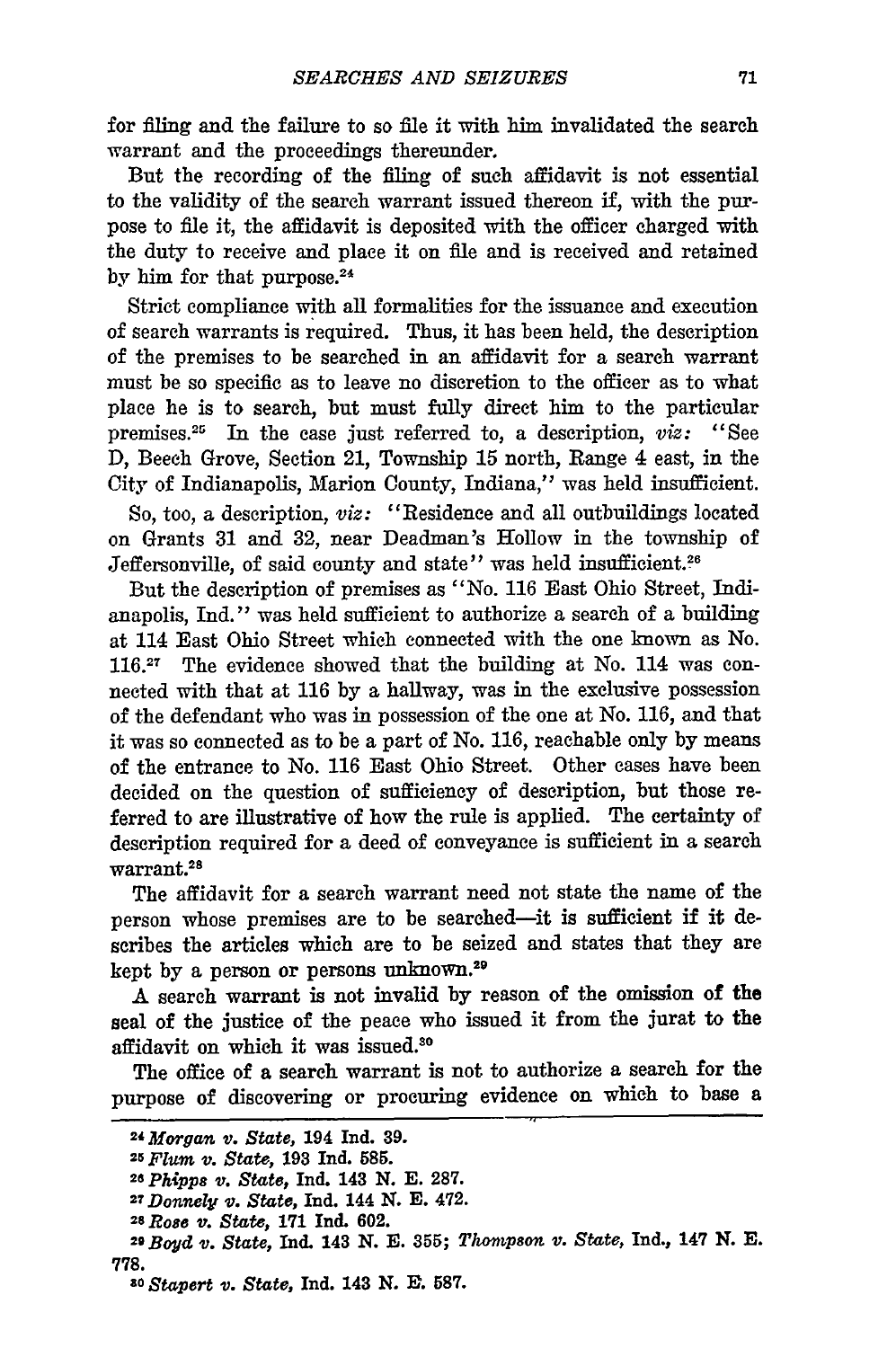for filing and the failure to so file it with him invalidated the search warrant and the proceedings thereunder.

But the recording of the filing of such affidavit is not essential to the validity of the search warrant issued thereon if, with the purpose to file it, the affidavit is deposited with the officer charged with the duty to receive and place it on file and is received and retained by him for that purpose.[24]

Strict compliance with all formalities for the issuance and execution of search warrants is required. Thus, it has been held, the description of the premises to be searched in an affidavit for a search warrant must be so specific as to leave no discretion to the officer as to what place he is to search, but must fully direct him to the particular premises.[25] In the case just referred to, a description, *viz:* "See D, Beech Grove, Section 21, Township 15 north, Range 4 east, in the City of Indianapolis, Marion County, Indiana," was held insufficient.

So, too, a description, *viz:* "Residence and all outbuildings located on Grants 31 and 32, near Deadman's Hollow in the township of Jeffersonville, of said county and state" was held insufficient.[26]

But the description of premises as "No. 116 East Ohio Street, Indianapolis, Ind." was held sufficient to authorize a search of a building at 114 East Ohio Street which connected with the one known as No. 116.[27] The evidence showed that the building at No. 114 was connected with that at 116 by a hallway, was in the exclusive possession of the defendant who was in possession of the one at No. 116, and that it was so connected as to be a part of No. 116, reachable only by means of the entrance to No. 116 East Ohio Street. Other cases have been decided on the question of sufficiency of description, but those referred to are illustrative of how the rule is applied. The certainty of description required for a deed of conveyance is sufficient in a search warrant.[28]

The affidavit for a search warrant need not state the name of the person whose premises are to be searched—it is sufficient if it describes the articles which are to be seized and states that they are kept by a person or persons unknown.[29]

A search warrant is not invalid by reason of the omission of the seal of the justice of the peace who issued it from the jurat to the affidavit on which it was issued.[30]

The office of a search warrant is not to authorize a search for the purpose of discovering or procuring evidence on which to base a

---

[24] *Morgan v. State,* 194 Ind. 39.

[25] *Flum v. State,* 193 Ind. 585.

[26] *Phipps v. State,* Ind. 143 N. E. 287.

[27] *Donnely v. State,* Ind. 144 N. E. 472.

[28] *Rose v. State,* 171 Ind. 602.

[29] *Boyd v. State,* Ind. 143 N. E. 355; *Thompson v. State,* Ind., 147 N. E. 778.

[30] *Stapert v. State,* Ind. 143 N. E. 587.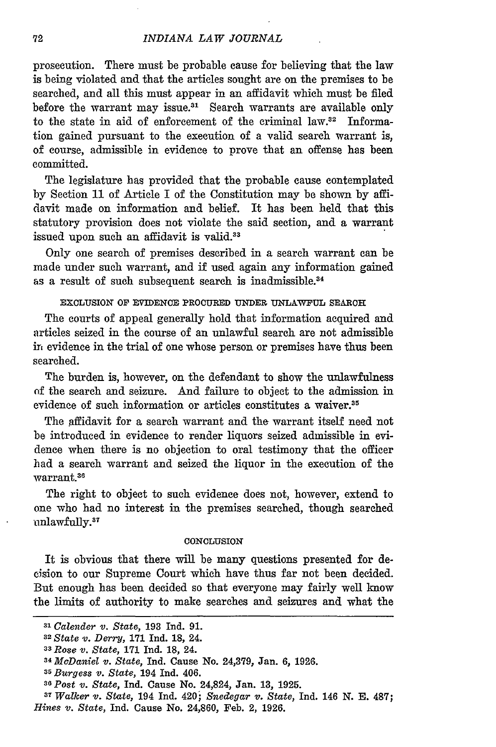prosecution. There must be probable cause for believing that the law is being violated and that the articles sought are on the premises to be searched, and all this must appear in an affidavit which must be filed before the warrant may issue.[31] Search warrants are available only to the state in aid of enforcement of the criminal law.[32] Information gained pursuant to the execution of a valid search warrant is, of course, admissible in evidence to prove that an offense has been committed.

The legislature has provided that the probable cause contemplated by Section 11 of Article I of the Constitution may be shown by affidavit made on information and belief. It has been held that this statutory provision does not violate the said section, and a warrant issued upon such an affidavit is valid.[33]

Only one search of premises described in a search warrant can be made under such warrant, and if used again any information gained as a result of such subsequent search is inadmissible.[34]

### EXCLUSION OF EVIDENCE PROCURED UNDER UNLAWFUL SEARCH

The courts of appeal generally hold that information acquired and articles seized in the course of an unlawful search are not admissible in evidence in the trial of one whose person or premises have thus been searched.

The burden is, however, on the defendant to show the unlawfulness of the search and seizure. And failure to object to the admission in evidence of such information or articles constitutes a waiver.[35]

The affidavit for a search warrant and the warrant itself need not be introduced in evidence to render liquors seized admissible in evidence when there is no objection to oral testimony that the officer had a search warrant and seized the liquor in the execution of the warrant.[36]

The right to object to such evidence does not, however, extend to one who had no interest in the premises searched, though searched unlawfully.[37]

### CONCLUSION

It is obvious that there will be many questions presented for decision to our Supreme Court which have thus far not been decided. But enough has been decided so that everyone may fairly well know the limits of authority to make searches and seizures and what the

---

[31] *Calender v. State*, 193 Ind. 91.

[32] *State v. Derry*, 171 Ind. 18, 24.

[33] *Rose v. State*, 171 Ind. 18, 24.

[34] *McDaniel v. State*, Ind. Cause No. 24,379, Jan. 6, 1926.

[35] *Burgess v. State*, 194 Ind. 406.

[36] *Post v. State*, Ind. Cause No. 24,824, Jan. 13, 1925.

[37] *Walker v. State*, 194 Ind. 420; *Snedegar v. State*, Ind. 146 N. E. 487; *Hines v. State*, Ind. Cause No. 24,860, Feb. 2, 1926.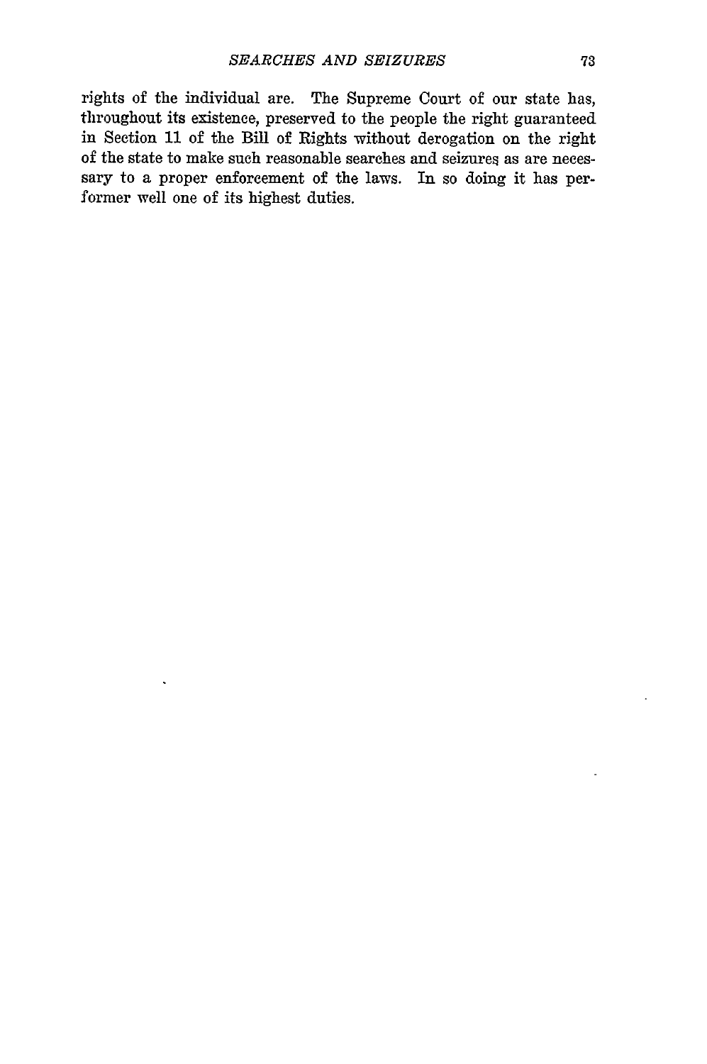rights of the individual are. The Supreme Court of our state has, throughout its existence, preserved to the people the right guaranteed in Section 11 of the Bill of Rights without derogation on the right of the state to make such reasonable searches and seizures as are necessary to a proper enforcement of the laws. In so doing it has performer well one of its highest duties.